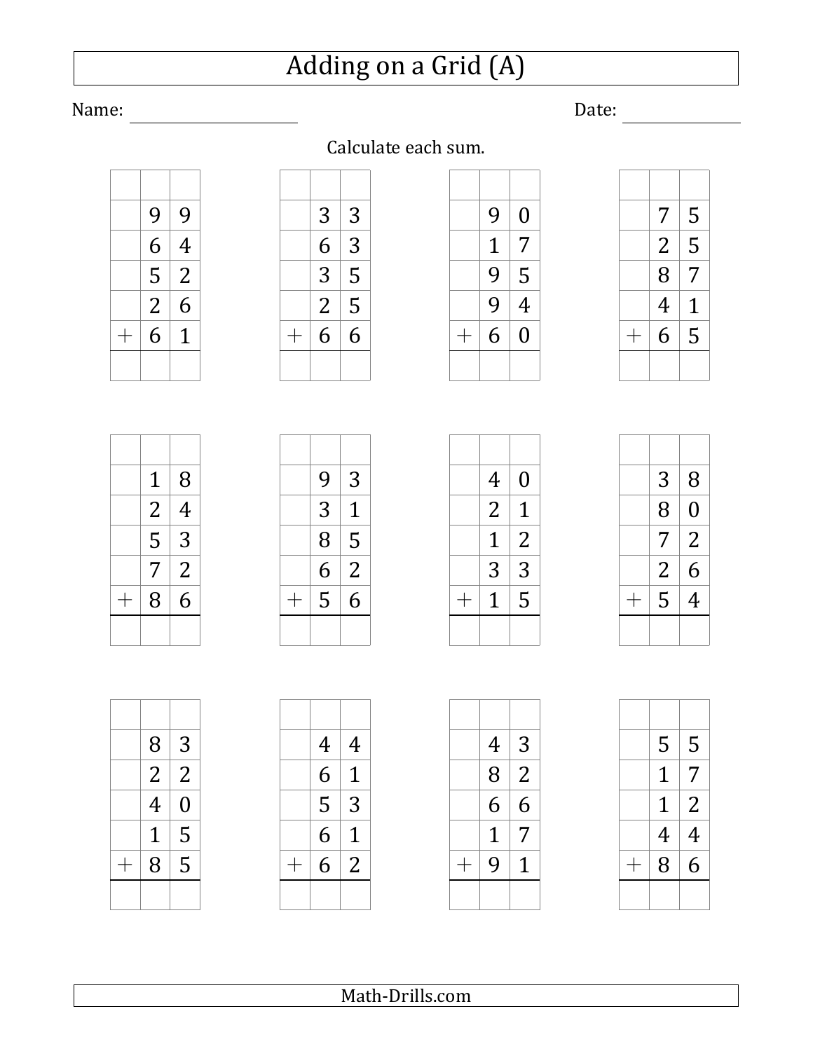# Adding on a Grid (A)

Name: ____________________ Date: ______________

Calculate each sum.

|   |   |   |
|---|---|---|
|   |   |   |
|   | 9 | 9 |
|   | 6 | 4 |
|   | 5 | 2 |
|   | 2 | 6 |
| + | 6 | 1 |
|   |   |   |

|   |   |   |
|---|---|---|
|   |   |   |
|   | 3 | 3 |
|   | 6 | 3 |
|   | 3 | 5 |
|   | 2 | 5 |
| + | 6 | 6 |
|   |   |   |

|   |   |   |
|---|---|---|
|   |   |   |
|   | 9 | 0 |
|   | 1 | 7 |
|   | 9 | 5 |
|   | 9 | 4 |
| + | 6 | 0 |
|   |   |   |

|   |   |   |
|---|---|---|
|   |   |   |
|   | 7 | 5 |
|   | 2 | 5 |
|   | 8 | 7 |
|   | 4 | 1 |
| + | 6 | 5 |
|   |   |   |

|   |   |   |
|---|---|---|
|   |   |   |
|   | 1 | 8 |
|   | 2 | 4 |
|   | 5 | 3 |
|   | 7 | 2 |
| + | 8 | 6 |
|   |   |   |

|   |   |   |
|---|---|---|
|   |   |   |
|   | 9 | 3 |
|   | 3 | 1 |
|   | 8 | 5 |
|   | 6 | 2 |
| + | 5 | 6 |
|   |   |   |

|   |   |   |
|---|---|---|
|   |   |   |
|   | 4 | 0 |
|   | 2 | 1 |
|   | 1 | 2 |
|   | 3 | 3 |
| + | 1 | 5 |
|   |   |   |

|   |   |   |
|---|---|---|
|   |   |   |
|   | 3 | 8 |
|   | 8 | 0 |
|   | 7 | 2 |
|   | 2 | 6 |
| + | 5 | 4 |
|   |   |   |

|   |   |   |
|---|---|---|
|   |   |   |
|   | 8 | 3 |
|   | 2 | 2 |
|   | 4 | 0 |
|   | 1 | 5 |
| + | 8 | 5 |
|   |   |   |

|   |   |   |
|---|---|---|
|   |   |   |
|   | 4 | 4 |
|   | 6 | 1 |
|   | 5 | 3 |
|   | 6 | 1 |
| + | 6 | 2 |
|   |   |   |

|   |   |   |
|---|---|---|
|   |   |   |
|   | 4 | 3 |
|   | 8 | 2 |
|   | 6 | 6 |
|   | 1 | 7 |
| + | 9 | 1 |
|   |   |   |

|   |   |   |
|---|---|---|
|   |   |   |
|   | 5 | 5 |
|   | 1 | 7 |
|   | 1 | 2 |
|   | 4 | 4 |
| + | 8 | 6 |
|   |   |   |

Math-Drills.com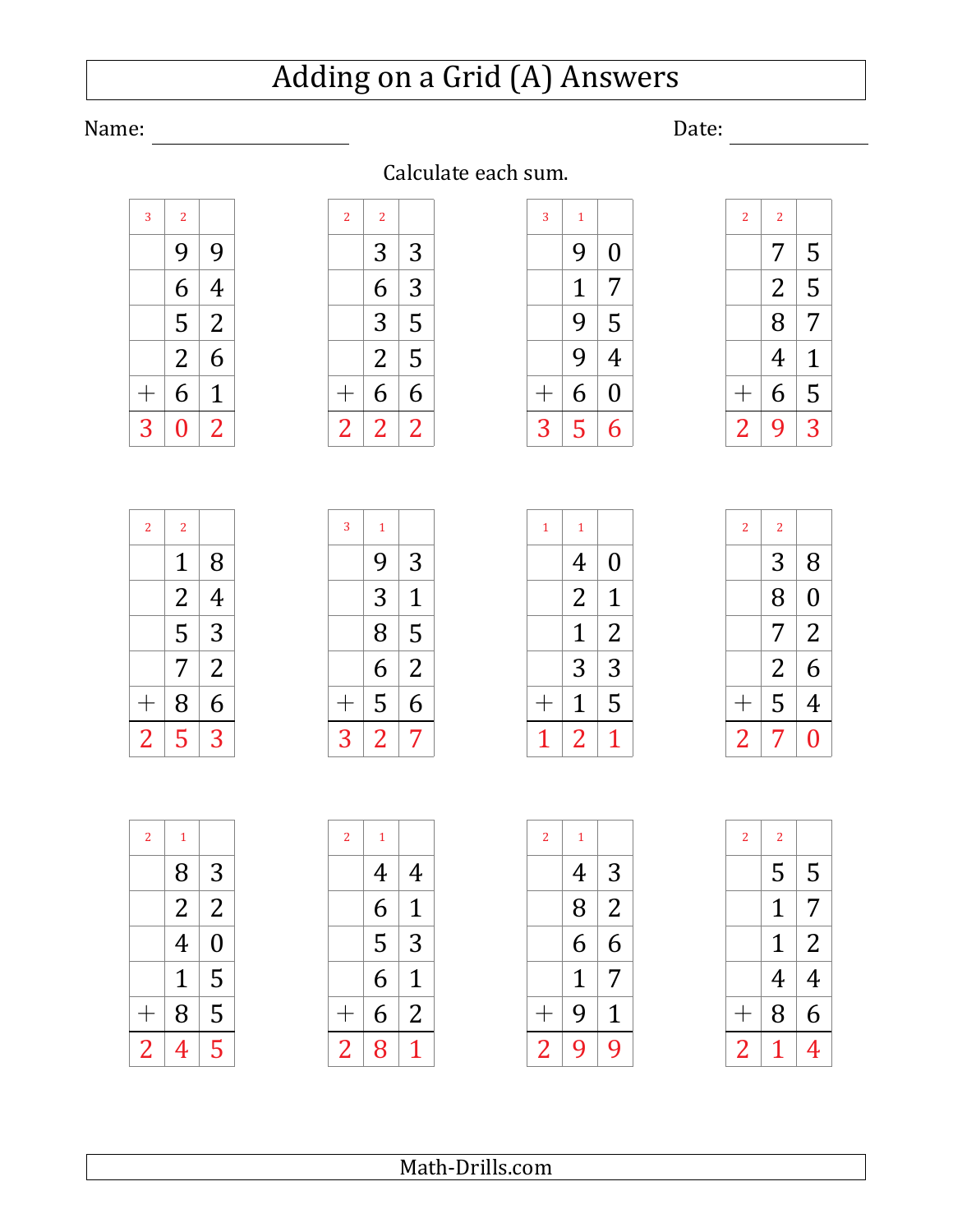# Adding on a Grid (A) Answers

Name: ________________ Date: ____________

Calculate each sum.

| | | |
|---|---|---|
| 3 | 2 | |
| | 9 | 9 |
| | 6 | 4 |
| | 5 | 2 |
| | 2 | 6 |
| + | 6 | 1 |
| 3 | 0 | 2 |

| | | |
|---|---|---|
| 2 | 2 | |
| | 3 | 3 |
| | 6 | 3 |
| | 3 | 5 |
| | 2 | 5 |
| + | 6 | 6 |
| 2 | 2 | 2 |

| | | |
|---|---|---|
| 3 | 1 | |
| | 9 | 0 |
| | 1 | 7 |
| | 9 | 5 |
| | 9 | 4 |
| + | 6 | 0 |
| 3 | 5 | 6 |

| | | |
|---|---|---|
| 2 | 2 | |
| | 7 | 5 |
| | 2 | 5 |
| | 8 | 7 |
| | 4 | 1 |
| + | 6 | 5 |
| 2 | 9 | 3 |

| | | |
|---|---|---|
| 2 | 2 | |
| | 1 | 8 |
| | 2 | 4 |
| | 5 | 3 |
| | 7 | 2 |
| + | 8 | 6 |
| 2 | 5 | 3 |

| | | |
|---|---|---|
| 3 | 1 | |
| | 9 | 3 |
| | 3 | 1 |
| | 8 | 5 |
| | 6 | 2 |
| + | 5 | 6 |
| 3 | 2 | 7 |

| | | |
|---|---|---|
| 1 | 1 | |
| | 4 | 0 |
| | 2 | 1 |
| | 1 | 2 |
| | 3 | 3 |
| + | 1 | 5 |
| 1 | 2 | 1 |

| | | |
|---|---|---|
| 2 | 2 | |
| | 3 | 8 |
| | 8 | 0 |
| | 7 | 2 |
| | 2 | 6 |
| + | 5 | 4 |
| 2 | 7 | 0 |

| | | |
|---|---|---|
| 2 | 1 | |
| | 8 | 3 |
| | 2 | 2 |
| | 4 | 0 |
| | 1 | 5 |
| + | 8 | 5 |
| 2 | 4 | 5 |

| | | |
|---|---|---|
| 2 | 1 | |
| | 4 | 4 |
| | 6 | 1 |
| | 5 | 3 |
| | 6 | 1 |
| + | 6 | 2 |
| 2 | 8 | 1 |

| | | |
|---|---|---|
| 2 | 1 | |
| | 4 | 3 |
| | 8 | 2 |
| | 6 | 6 |
| | 1 | 7 |
| + | 9 | 1 |
| 2 | 9 | 9 |

| | | |
|---|---|---|
| 2 | 2 | |
| | 5 | 5 |
| | 1 | 7 |
| | 1 | 2 |
| | 4 | 4 |
| + | 8 | 6 |
| 2 | 1 | 4 |

Math-Drills.com